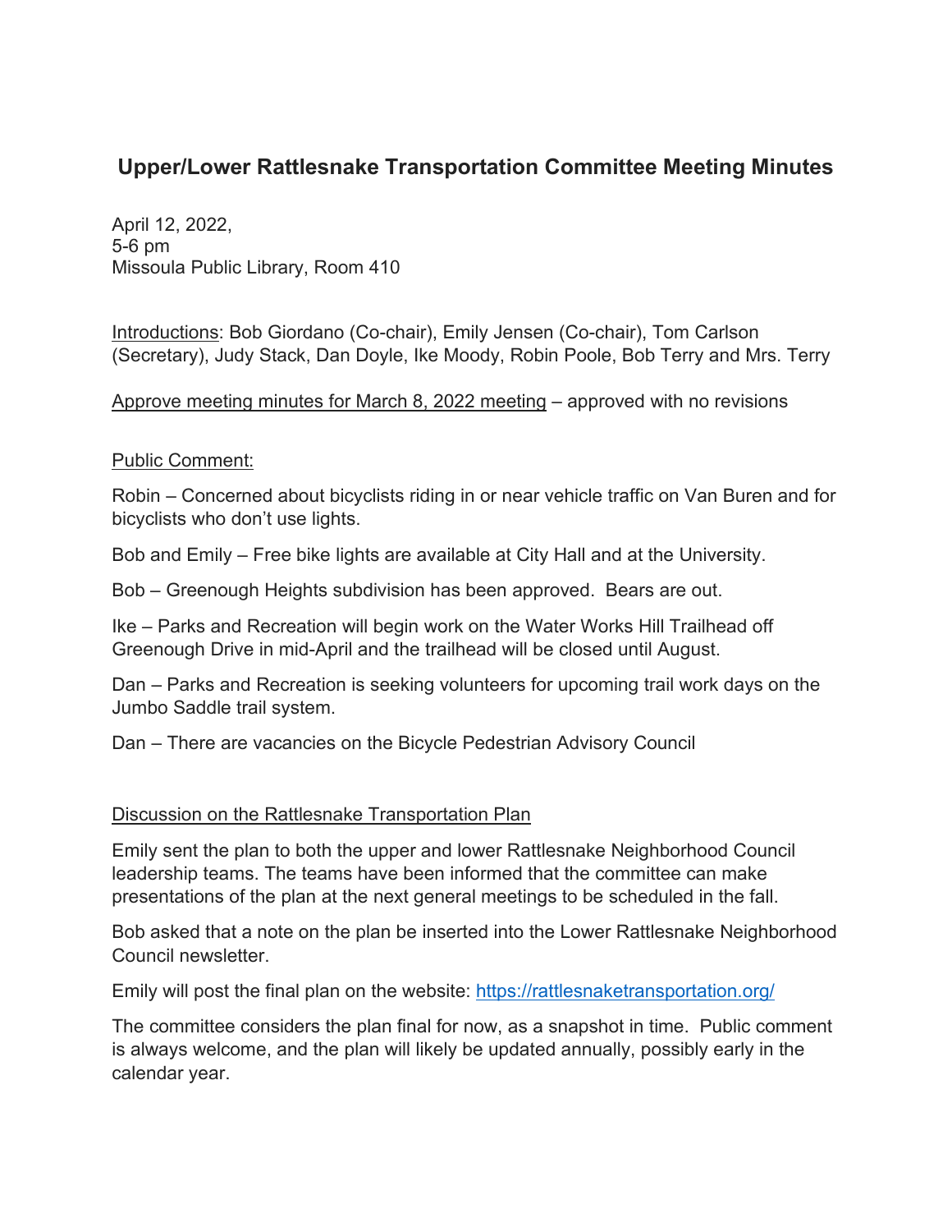# Upper/Lower Rattlesnake Transportation Committee Meeting Minutes

April 12, 2022,
5-6 pm
Missoula Public Library, Room 410

Introductions: Bob Giordano (Co-chair), Emily Jensen (Co-chair), Tom Carlson (Secretary), Judy Stack, Dan Doyle, Ike Moody, Robin Poole, Bob Terry and Mrs. Terry

Approve meeting minutes for March 8, 2022 meeting – approved with no revisions

Public Comment:

Robin – Concerned about bicyclists riding in or near vehicle traffic on Van Buren and for bicyclists who don't use lights.

Bob and Emily – Free bike lights are available at City Hall and at the University.

Bob – Greenough Heights subdivision has been approved. Bears are out.

Ike – Parks and Recreation will begin work on the Water Works Hill Trailhead off Greenough Drive in mid-April and the trailhead will be closed until August.

Dan – Parks and Recreation is seeking volunteers for upcoming trail work days on the Jumbo Saddle trail system.

Dan – There are vacancies on the Bicycle Pedestrian Advisory Council

Discussion on the Rattlesnake Transportation Plan

Emily sent the plan to both the upper and lower Rattlesnake Neighborhood Council leadership teams. The teams have been informed that the committee can make presentations of the plan at the next general meetings to be scheduled in the fall.

Bob asked that a note on the plan be inserted into the Lower Rattlesnake Neighborhood Council newsletter.

Emily will post the final plan on the website: https://rattlesnaketransportation.org/

The committee considers the plan final for now, as a snapshot in time. Public comment is always welcome, and the plan will likely be updated annually, possibly early in the calendar year.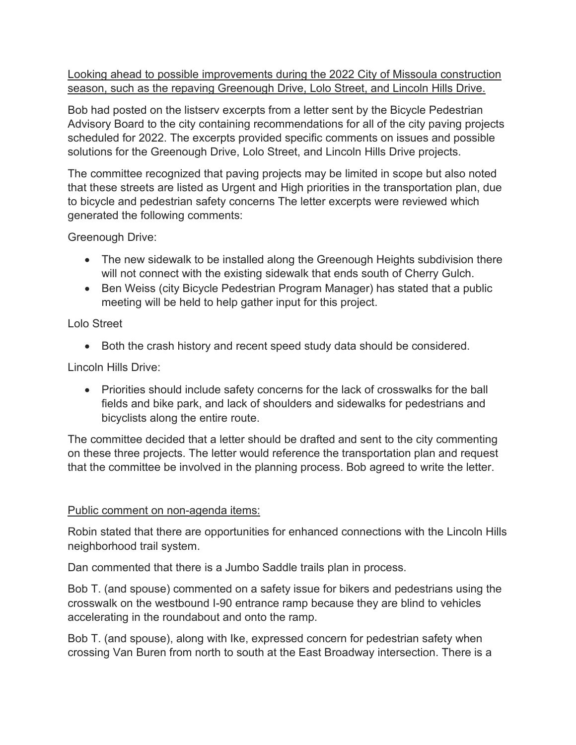<u>Looking ahead to possible improvements during the 2022 City of Missoula construction season, such as the repaving Greenough Drive, Lolo Street, and Lincoln Hills Drive.</u>

Bob had posted on the listserv excerpts from a letter sent by the Bicycle Pedestrian Advisory Board to the city containing recommendations for all of the city paving projects scheduled for 2022. The excerpts provided specific comments on issues and possible solutions for the Greenough Drive, Lolo Street, and Lincoln Hills Drive projects.

The committee recognized that paving projects may be limited in scope but also noted that these streets are listed as Urgent and High priorities in the transportation plan, due to bicycle and pedestrian safety concerns The letter excerpts were reviewed which generated the following comments:

Greenough Drive:

- The new sidewalk to be installed along the Greenough Heights subdivision there will not connect with the existing sidewalk that ends south of Cherry Gulch.
- Ben Weiss (city Bicycle Pedestrian Program Manager) has stated that a public meeting will be held to help gather input for this project.

Lolo Street

- Both the crash history and recent speed study data should be considered.

Lincoln Hills Drive:

- Priorities should include safety concerns for the lack of crosswalks for the ball fields and bike park, and lack of shoulders and sidewalks for pedestrians and bicyclists along the entire route.

The committee decided that a letter should be drafted and sent to the city commenting on these three projects. The letter would reference the transportation plan and request that the committee be involved in the planning process. Bob agreed to write the letter.

<u>Public comment on non-agenda items:</u>

Robin stated that there are opportunities for enhanced connections with the Lincoln Hills neighborhood trail system.

Dan commented that there is a Jumbo Saddle trails plan in process.

Bob T. (and spouse) commented on a safety issue for bikers and pedestrians using the crosswalk on the westbound I-90 entrance ramp because they are blind to vehicles accelerating in the roundabout and onto the ramp.

Bob T. (and spouse), along with Ike, expressed concern for pedestrian safety when crossing Van Buren from north to south at the East Broadway intersection. There is a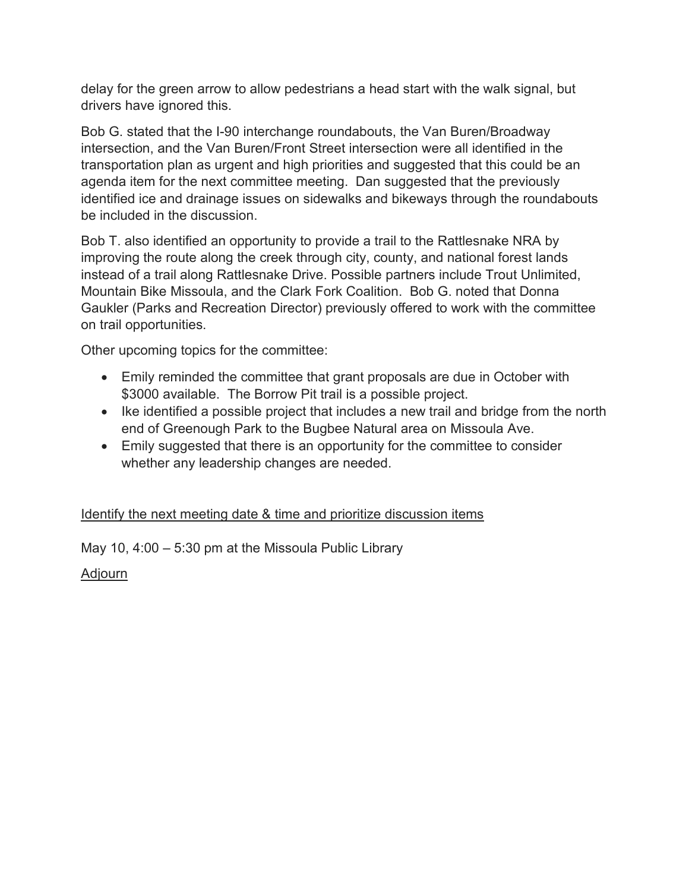delay for the green arrow to allow pedestrians a head start with the walk signal, but drivers have ignored this.

Bob G. stated that the I-90 interchange roundabouts, the Van Buren/Broadway intersection, and the Van Buren/Front Street intersection were all identified in the transportation plan as urgent and high priorities and suggested that this could be an agenda item for the next committee meeting. Dan suggested that the previously identified ice and drainage issues on sidewalks and bikeways through the roundabouts be included in the discussion.

Bob T. also identified an opportunity to provide a trail to the Rattlesnake NRA by improving the route along the creek through city, county, and national forest lands instead of a trail along Rattlesnake Drive. Possible partners include Trout Unlimited, Mountain Bike Missoula, and the Clark Fork Coalition. Bob G. noted that Donna Gaukler (Parks and Recreation Director) previously offered to work with the committee on trail opportunities.

Other upcoming topics for the committee:

- Emily reminded the committee that grant proposals are due in October with $3000 available. The Borrow Pit trail is a possible project.
- Ike identified a possible project that includes a new trail and bridge from the north end of Greenough Park to the Bugbee Natural area on Missoula Ave.
- Emily suggested that there is an opportunity for the committee to consider whether any leadership changes are needed.

<u>Identify the next meeting date & time and prioritize discussion items</u>

May 10, 4:00 – 5:30 pm at the Missoula Public Library

<u>Adjourn</u>